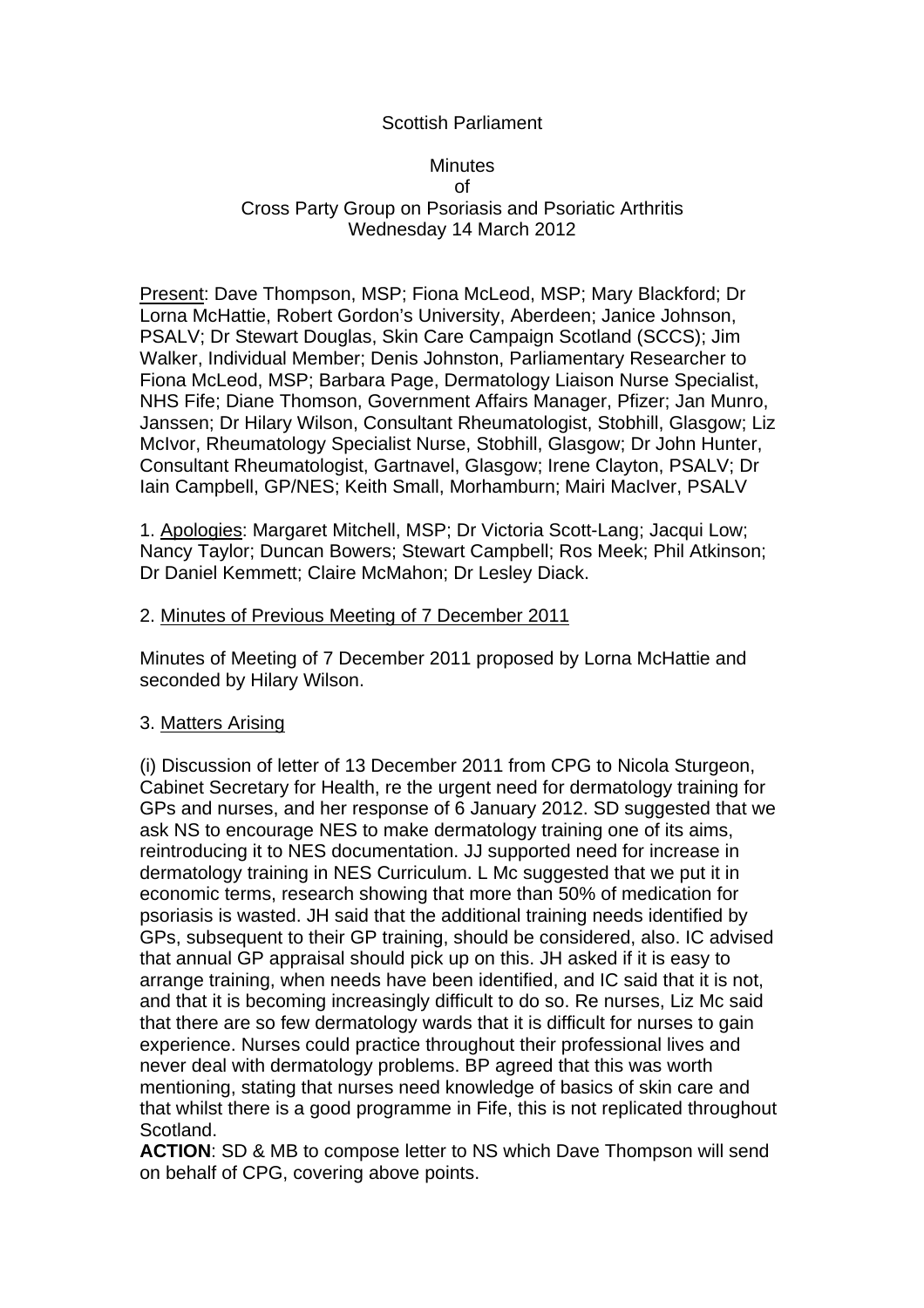Scottish Parliament

Minutes
of
Cross Party Group on Psoriasis and Psoriatic Arthritis
Wednesday 14 March 2012

Present: Dave Thompson, MSP; Fiona McLeod, MSP; Mary Blackford; Dr Lorna McHattie, Robert Gordon's University, Aberdeen; Janice Johnson, PSALV; Dr Stewart Douglas, Skin Care Campaign Scotland (SCCS); Jim Walker, Individual Member; Denis Johnston, Parliamentary Researcher to Fiona McLeod, MSP; Barbara Page, Dermatology Liaison Nurse Specialist, NHS Fife; Diane Thomson, Government Affairs Manager, Pfizer; Jan Munro, Janssen; Dr Hilary Wilson, Consultant Rheumatologist, Stobhill, Glasgow; Liz McIvor, Rheumatology Specialist Nurse, Stobhill, Glasgow; Dr John Hunter, Consultant Rheumatologist, Gartnavel, Glasgow; Irene Clayton, PSALV; Dr Iain Campbell, GP/NES; Keith Small, Morhamburn; Mairi MacIver, PSALV

1. Apologies: Margaret Mitchell, MSP; Dr Victoria Scott-Lang; Jacqui Low; Nancy Taylor; Duncan Bowers; Stewart Campbell; Ros Meek; Phil Atkinson; Dr Daniel Kemmett; Claire McMahon; Dr Lesley Diack.

2. Minutes of Previous Meeting of 7 December 2011

Minutes of Meeting of 7 December 2011 proposed by Lorna McHattie and seconded by Hilary Wilson.

3. Matters Arising

(i) Discussion of letter of 13 December 2011 from CPG to Nicola Sturgeon, Cabinet Secretary for Health, re the urgent need for dermatology training for GPs and nurses, and her response of 6 January 2012. SD suggested that we ask NS to encourage NES to make dermatology training one of its aims, reintroducing it to NES documentation. JJ supported need for increase in dermatology training in NES Curriculum. L Mc suggested that we put it in economic terms, research showing that more than 50% of medication for psoriasis is wasted. JH said that the additional training needs identified by GPs, subsequent to their GP training, should be considered, also. IC advised that annual GP appraisal should pick up on this. JH asked if it is easy to arrange training, when needs have been identified, and IC said that it is not, and that it is becoming increasingly difficult to do so. Re nurses, Liz Mc said that there are so few dermatology wards that it is difficult for nurses to gain experience. Nurses could practice throughout their professional lives and never deal with dermatology problems. BP agreed that this was worth mentioning, stating that nurses need knowledge of basics of skin care and that whilst there is a good programme in Fife, this is not replicated throughout Scotland.

**ACTION**: SD & MB to compose letter to NS which Dave Thompson will send on behalf of CPG, covering above points.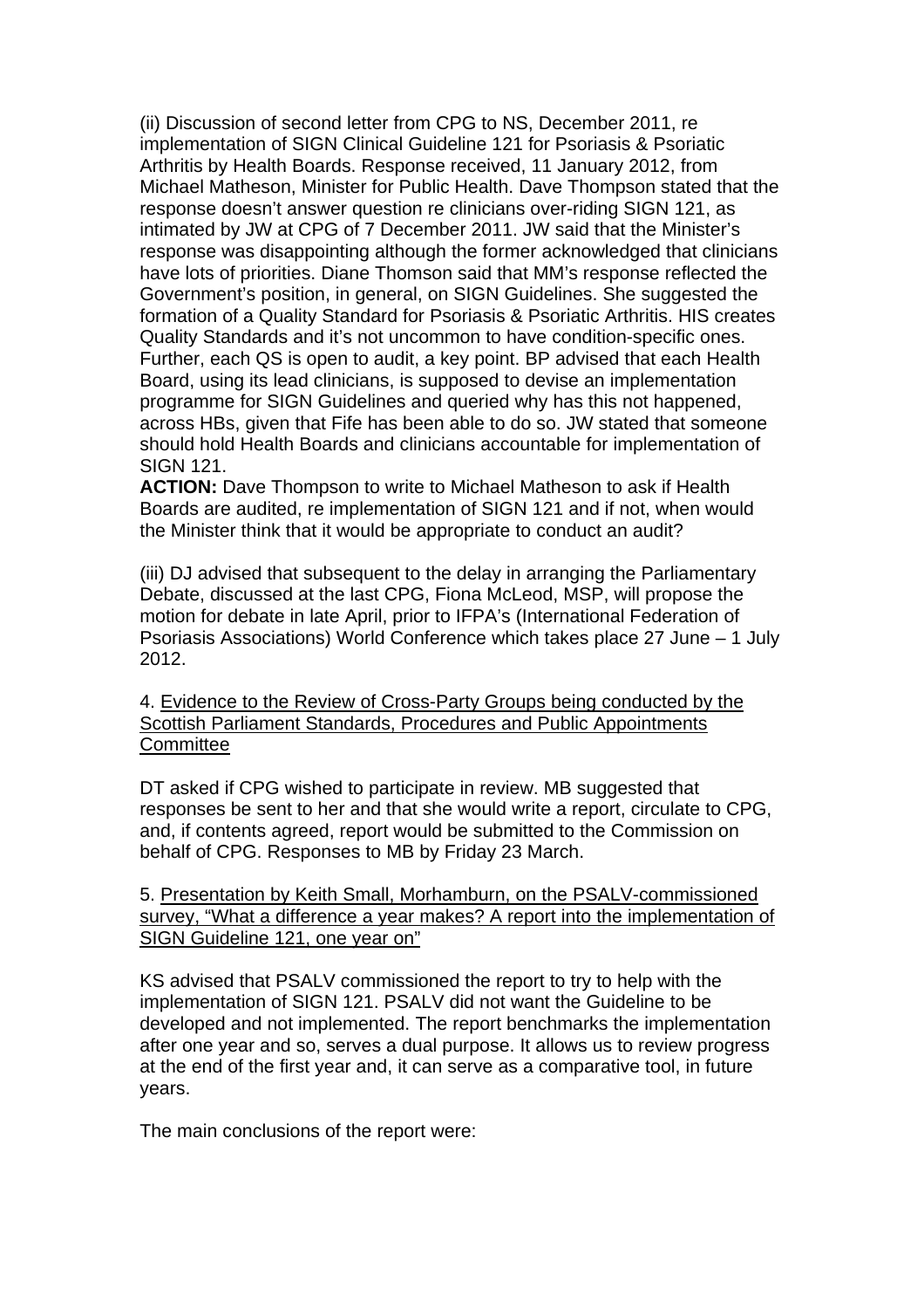(ii) Discussion of second letter from CPG to NS, December 2011, re implementation of SIGN Clinical Guideline 121 for Psoriasis & Psoriatic Arthritis by Health Boards. Response received, 11 January 2012, from Michael Matheson, Minister for Public Health. Dave Thompson stated that the response doesn't answer question re clinicians over-riding SIGN 121, as intimated by JW at CPG of 7 December 2011. JW said that the Minister's response was disappointing although the former acknowledged that clinicians have lots of priorities. Diane Thomson said that MM's response reflected the Government's position, in general, on SIGN Guidelines. She suggested the formation of a Quality Standard for Psoriasis & Psoriatic Arthritis. HIS creates Quality Standards and it's not uncommon to have condition-specific ones. Further, each QS is open to audit, a key point. BP advised that each Health Board, using its lead clinicians, is supposed to devise an implementation programme for SIGN Guidelines and queried why has this not happened, across HBs, given that Fife has been able to do so. JW stated that someone should hold Health Boards and clinicians accountable for implementation of SIGN 121.

**ACTION:** Dave Thompson to write to Michael Matheson to ask if Health Boards are audited, re implementation of SIGN 121 and if not, when would the Minister think that it would be appropriate to conduct an audit?

(iii) DJ advised that subsequent to the delay in arranging the Parliamentary Debate, discussed at the last CPG, Fiona McLeod, MSP, will propose the motion for debate in late April, prior to IFPA's (International Federation of Psoriasis Associations) World Conference which takes place 27 June – 1 July 2012.

4. Evidence to the Review of Cross-Party Groups being conducted by the Scottish Parliament Standards, Procedures and Public Appointments Committee

DT asked if CPG wished to participate in review. MB suggested that responses be sent to her and that she would write a report, circulate to CPG, and, if contents agreed, report would be submitted to the Commission on behalf of CPG. Responses to MB by Friday 23 March.

5. Presentation by Keith Small, Morhamburn, on the PSALV-commissioned survey, "What a difference a year makes? A report into the implementation of SIGN Guideline 121, one year on"

KS advised that PSALV commissioned the report to try to help with the implementation of SIGN 121. PSALV did not want the Guideline to be developed and not implemented. The report benchmarks the implementation after one year and so, serves a dual purpose. It allows us to review progress at the end of the first year and, it can serve as a comparative tool, in future years.

The main conclusions of the report were: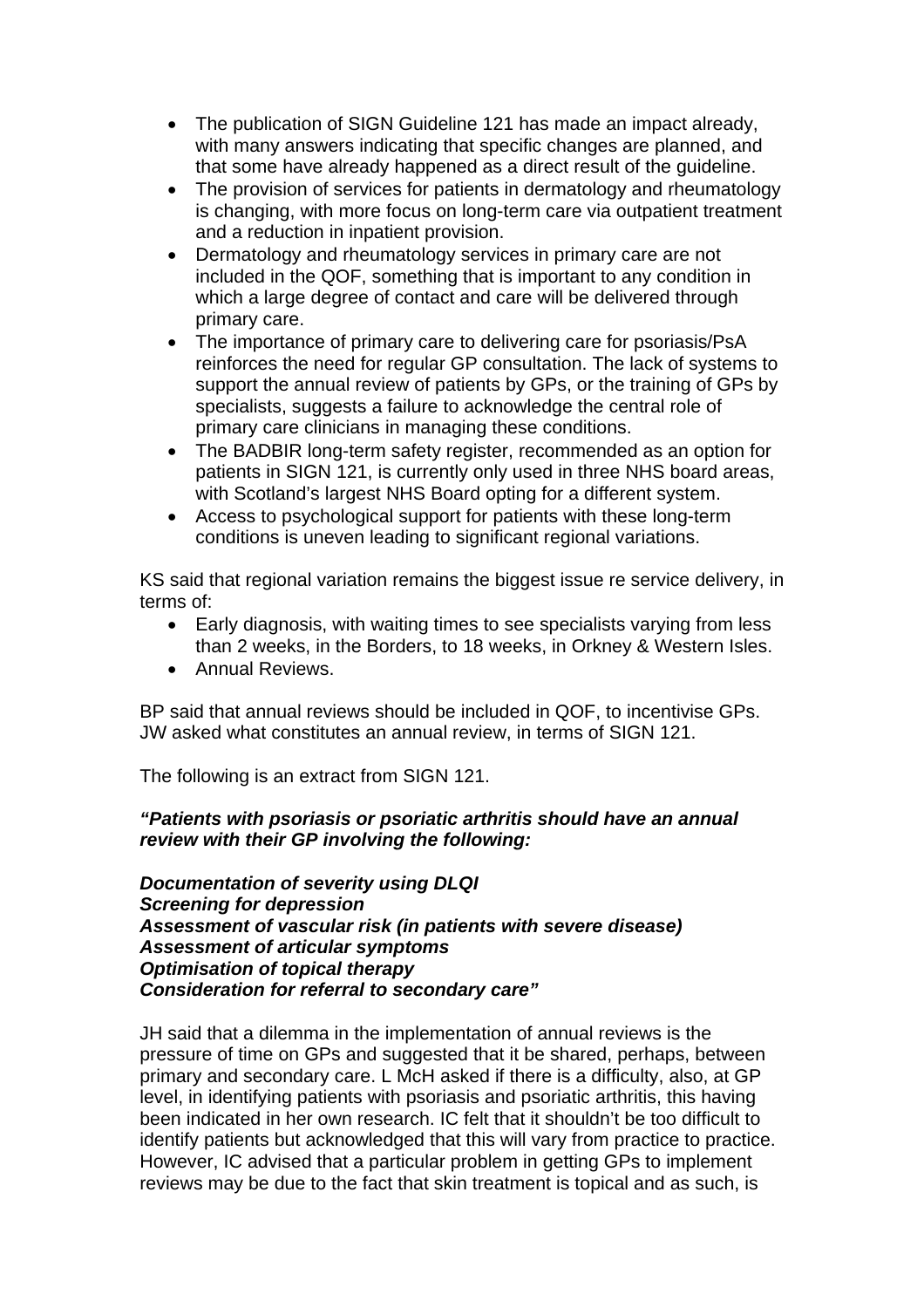- The publication of SIGN Guideline 121 has made an impact already, with many answers indicating that specific changes are planned, and that some have already happened as a direct result of the guideline.
- The provision of services for patients in dermatology and rheumatology is changing, with more focus on long-term care via outpatient treatment and a reduction in inpatient provision.
- Dermatology and rheumatology services in primary care are not included in the QOF, something that is important to any condition in which a large degree of contact and care will be delivered through primary care.
- The importance of primary care to delivering care for psoriasis/PsA reinforces the need for regular GP consultation. The lack of systems to support the annual review of patients by GPs, or the training of GPs by specialists, suggests a failure to acknowledge the central role of primary care clinicians in managing these conditions.
- The BADBIR long-term safety register, recommended as an option for patients in SIGN 121, is currently only used in three NHS board areas, with Scotland's largest NHS Board opting for a different system.
- Access to psychological support for patients with these long-term conditions is uneven leading to significant regional variations.

KS said that regional variation remains the biggest issue re service delivery, in terms of:

- Early diagnosis, with waiting times to see specialists varying from less than 2 weeks, in the Borders, to 18 weeks, in Orkney & Western Isles.
- Annual Reviews.

BP said that annual reviews should be included in QOF, to incentivise GPs. JW asked what constitutes an annual review, in terms of SIGN 121.

The following is an extract from SIGN 121.

***"Patients with psoriasis or psoriatic arthritis should have an annual review with their GP involving the following:***

***Documentation of severity using DLQI***
***Screening for depression***
***Assessment of vascular risk (in patients with severe disease)***
***Assessment of articular symptoms***
***Optimisation of topical therapy***
***Consideration for referral to secondary care"***

JH said that a dilemma in the implementation of annual reviews is the pressure of time on GPs and suggested that it be shared, perhaps, between primary and secondary care. L McH asked if there is a difficulty, also, at GP level, in identifying patients with psoriasis and psoriatic arthritis, this having been indicated in her own research. IC felt that it shouldn't be too difficult to identify patients but acknowledged that this will vary from practice to practice. However, IC advised that a particular problem in getting GPs to implement reviews may be due to the fact that skin treatment is topical and as such, is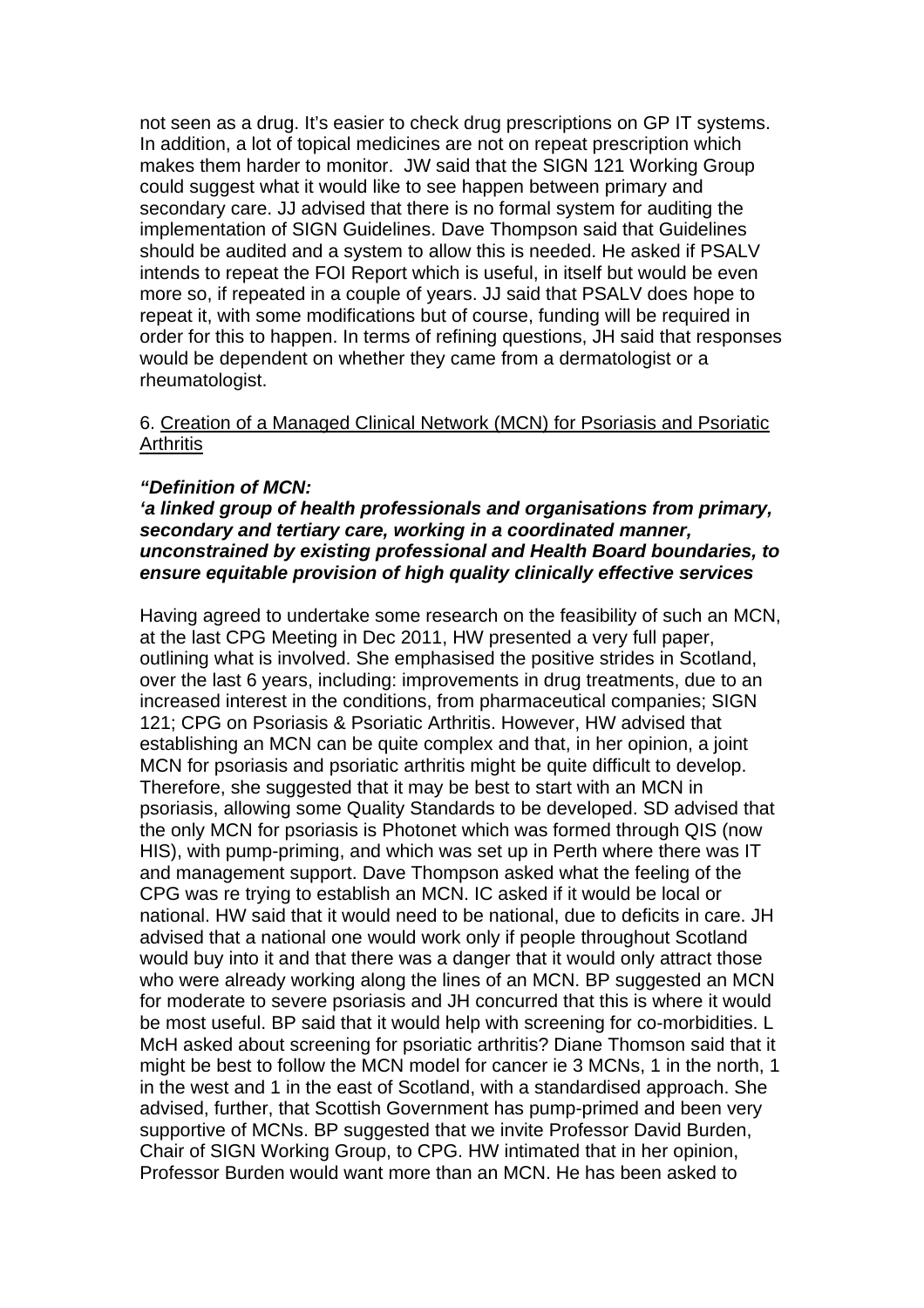not seen as a drug. It's easier to check drug prescriptions on GP IT systems. In addition, a lot of topical medicines are not on repeat prescription which makes them harder to monitor. JW said that the SIGN 121 Working Group could suggest what it would like to see happen between primary and secondary care. JJ advised that there is no formal system for auditing the implementation of SIGN Guidelines. Dave Thompson said that Guidelines should be audited and a system to allow this is needed. He asked if PSALV intends to repeat the FOI Report which is useful, in itself but would be even more so, if repeated in a couple of years. JJ said that PSALV does hope to repeat it, with some modifications but of course, funding will be required in order for this to happen. In terms of refining questions, JH said that responses would be dependent on whether they came from a dermatologist or a rheumatologist.

6. Creation of a Managed Clinical Network (MCN) for Psoriasis and Psoriatic Arthritis

***"Definition of MCN:***
***'a linked group of health professionals and organisations from primary, secondary and tertiary care, working in a coordinated manner, unconstrained by existing professional and Health Board boundaries, to ensure equitable provision of high quality clinically effective services***

Having agreed to undertake some research on the feasibility of such an MCN, at the last CPG Meeting in Dec 2011, HW presented a very full paper, outlining what is involved. She emphasised the positive strides in Scotland, over the last 6 years, including: improvements in drug treatments, due to an increased interest in the conditions, from pharmaceutical companies; SIGN 121; CPG on Psoriasis & Psoriatic Arthritis. However, HW advised that establishing an MCN can be quite complex and that, in her opinion, a joint MCN for psoriasis and psoriatic arthritis might be quite difficult to develop. Therefore, she suggested that it may be best to start with an MCN in psoriasis, allowing some Quality Standards to be developed. SD advised that the only MCN for psoriasis is Photonet which was formed through QIS (now HIS), with pump-priming, and which was set up in Perth where there was IT and management support. Dave Thompson asked what the feeling of the CPG was re trying to establish an MCN. IC asked if it would be local or national. HW said that it would need to be national, due to deficits in care. JH advised that a national one would work only if people throughout Scotland would buy into it and that there was a danger that it would only attract those who were already working along the lines of an MCN. BP suggested an MCN for moderate to severe psoriasis and JH concurred that this is where it would be most useful. BP said that it would help with screening for co-morbidities. L McH asked about screening for psoriatic arthritis? Diane Thomson said that it might be best to follow the MCN model for cancer ie 3 MCNs, 1 in the north, 1 in the west and 1 in the east of Scotland, with a standardised approach. She advised, further, that Scottish Government has pump-primed and been very supportive of MCNs. BP suggested that we invite Professor David Burden, Chair of SIGN Working Group, to CPG. HW intimated that in her opinion, Professor Burden would want more than an MCN. He has been asked to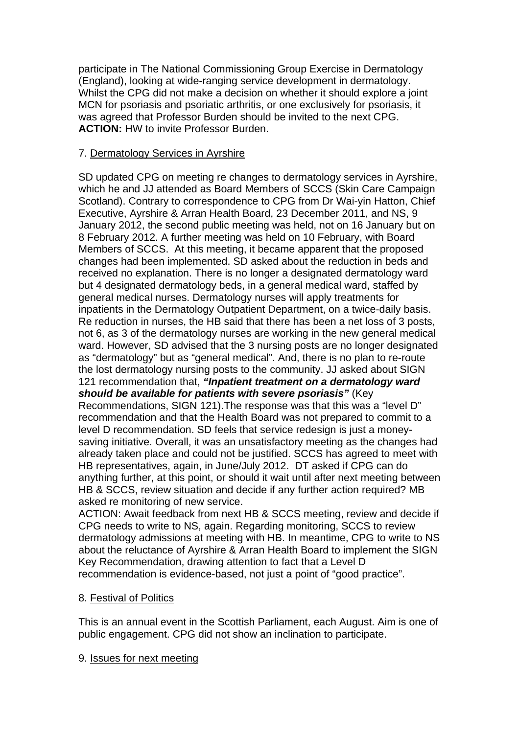participate in The National Commissioning Group Exercise in Dermatology (England), looking at wide-ranging service development in dermatology. Whilst the CPG did not make a decision on whether it should explore a joint MCN for psoriasis and psoriatic arthritis, or one exclusively for psoriasis, it was agreed that Professor Burden should be invited to the next CPG.
**ACTION:** HW to invite Professor Burden.

7. <u>Dermatology Services in Ayrshire</u>

SD updated CPG on meeting re changes to dermatology services in Ayrshire, which he and JJ attended as Board Members of SCCS (Skin Care Campaign Scotland). Contrary to correspondence to CPG from Dr Wai-yin Hatton, Chief Executive, Ayrshire & Arran Health Board, 23 December 2011, and NS, 9 January 2012, the second public meeting was held, not on 16 January but on 8 February 2012. A further meeting was held on 10 February, with Board Members of SCCS. At this meeting, it became apparent that the proposed changes had been implemented. SD asked about the reduction in beds and received no explanation. There is no longer a designated dermatology ward but 4 designated dermatology beds, in a general medical ward, staffed by general medical nurses. Dermatology nurses will apply treatments for inpatients in the Dermatology Outpatient Department, on a twice-daily basis. Re reduction in nurses, the HB said that there has been a net loss of 3 posts, not 6, as 3 of the dermatology nurses are working in the new general medical ward. However, SD advised that the 3 nursing posts are no longer designated as "dermatology" but as "general medical". And, there is no plan to re-route the lost dermatology nursing posts to the community. JJ asked about SIGN 121 recommendation that, ***"Inpatient treatment on a dermatology ward should be available for patients with severe psoriasis"*** (Key Recommendations, SIGN 121).The response was that this was a "level D" recommendation and that the Health Board was not prepared to commit to a level D recommendation. SD feels that service redesign is just a money-saving initiative. Overall, it was an unsatisfactory meeting as the changes had already taken place and could not be justified. SCCS has agreed to meet with HB representatives, again, in June/July 2012. DT asked if CPG can do anything further, at this point, or should it wait until after next meeting between HB & SCCS, review situation and decide if any further action required? MB asked re monitoring of new service.
ACTION: Await feedback from next HB & SCCS meeting, review and decide if CPG needs to write to NS, again. Regarding monitoring, SCCS to review dermatology admissions at meeting with HB. In meantime, CPG to write to NS about the reluctance of Ayrshire & Arran Health Board to implement the SIGN Key Recommendation, drawing attention to fact that a Level D recommendation is evidence-based, not just a point of "good practice".

8. <u>Festival of Politics</u>

This is an annual event in the Scottish Parliament, each August. Aim is one of public engagement. CPG did not show an inclination to participate.

9. <u>Issues for next meeting</u>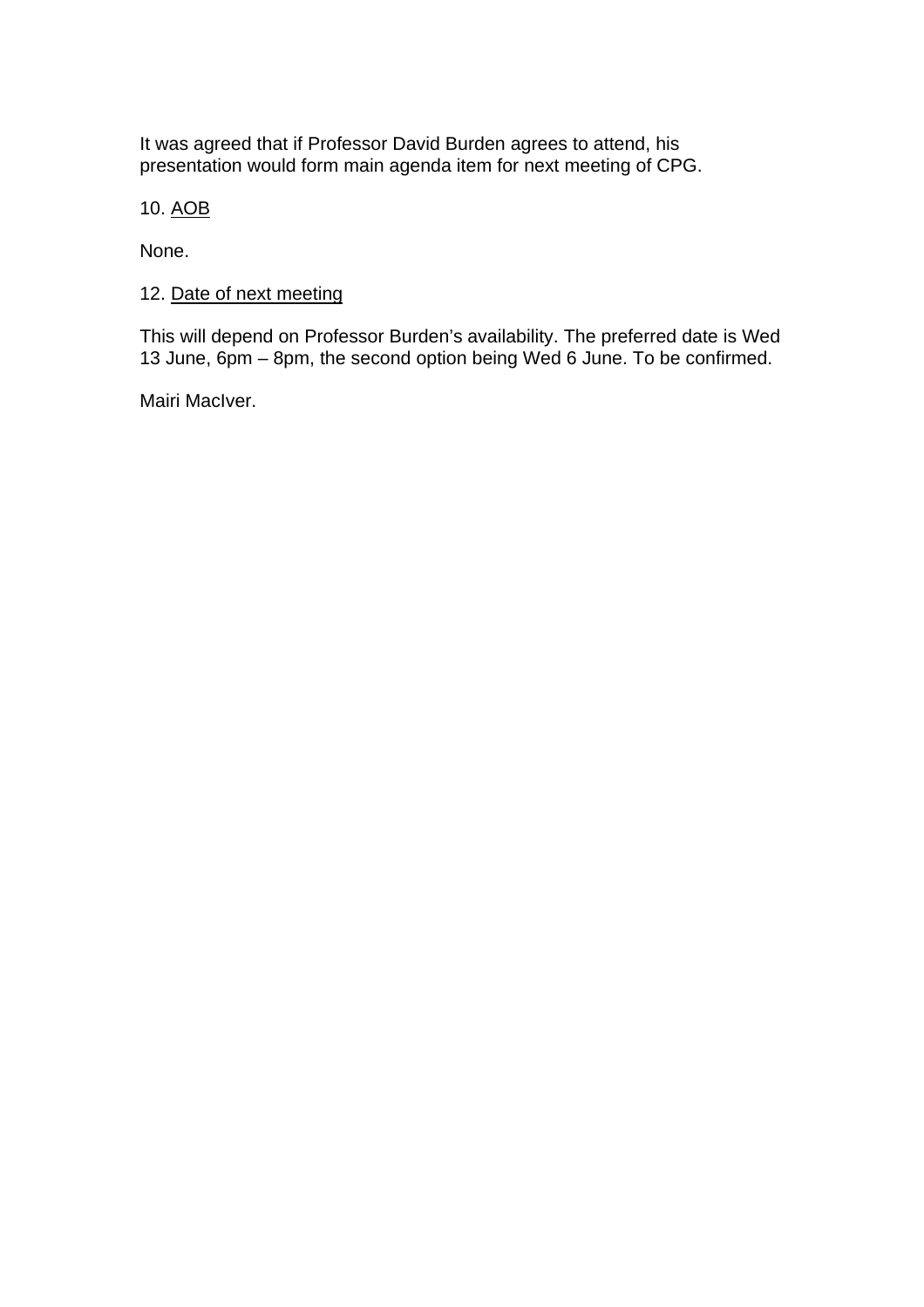It was agreed that if Professor David Burden agrees to attend, his presentation would form main agenda item for next meeting of CPG.

10. <u>AOB</u>

None.

12. <u>Date of next meeting</u>

This will depend on Professor Burden's availability. The preferred date is Wed 13 June, 6pm – 8pm, the second option being Wed 6 June. To be confirmed.

Mairi MacIver.